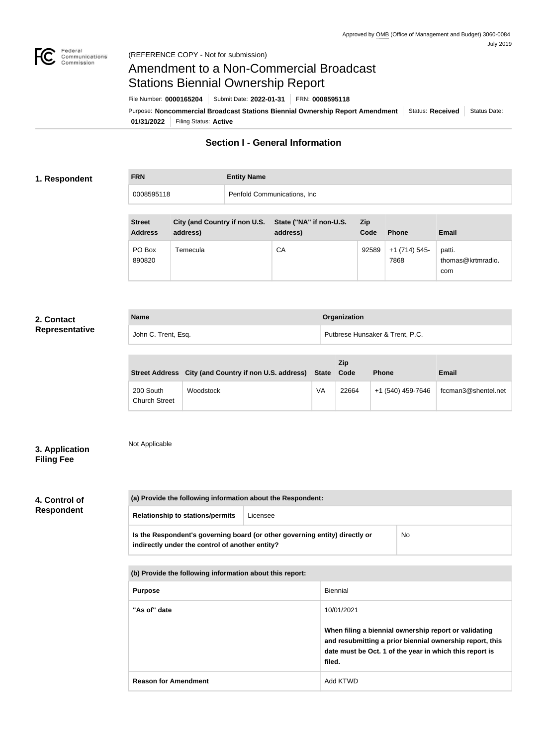Approved by OMB (Office of Management and Budget) 3060-0084
July 2019

(REFERENCE COPY - Not for submission)

# Amendment to a Non-Commercial Broadcast Stations Biennial Ownership Report

File Number: **0000165204** | Submit Date: **2022-01-31** | FRN: **0008595118**

Purpose: **Noncommercial Broadcast Stations Biennial Ownership Report Amendment** | Status: **Received** | Status Date: **01/31/2022** | Filing Status: **Active**

## Section I - General Information

### 1. Respondent

| FRN | Entity Name |
|---|---|
| 0008595118 | Penfold Communications, Inc |

| Street Address | City (and Country if non U.S. address) | State ("NA" if non-U.S. address) | Zip Code | Phone | Email |
|---|---|---|---|---|---|
| PO Box 890820 | Temecula | CA | 92589 | +1 (714) 545-7868 | patti.thomas@krtmradio.com |

### 2. Contact Representative

| Name | Organization |
|---|---|
| John C. Trent, Esq. | Putbrese Hunsaker & Trent, P.C. |

| Street Address | City (and Country if non U.S. address) | State | Zip Code | Phone | Email |
|---|---|---|---|---|---|
| 200 South Church Street | Woodstock | VA | 22664 | +1 (540) 459-7646 | fccman3@shentel.net |

### 3. Application Filing Fee

Not Applicable

### 4. Control of Respondent

| (a) Provide the following information about the Respondent: | |
|---|---|
| Relationship to stations/permits | Licensee |
| Is the Respondent's governing board (or other governing entity) directly or indirectly under the control of another entity? | No |

| (b) Provide the following information about this report: | |
|---|---|
| Purpose | Biennial |
| "As of" date | 10/01/2021<br><br>**When filing a biennial ownership report or validating and resubmitting a prior biennial ownership report, this date must be Oct. 1 of the year in which this report is filed.** |
| Reason for Amendment | Add KTWD |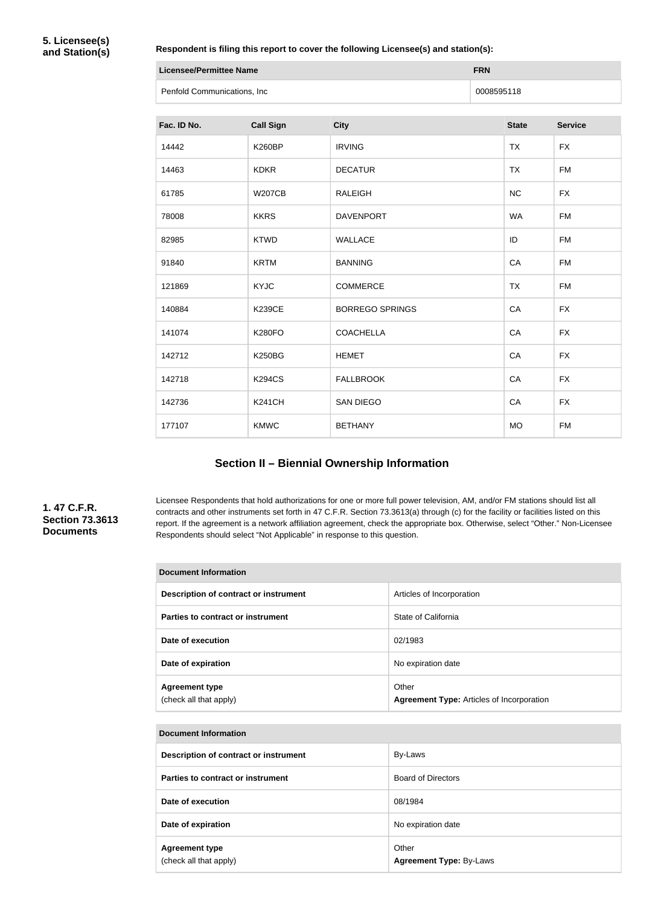**5. Licensee(s) and Station(s)**

**Respondent is filing this report to cover the following Licensee(s) and station(s):**

| Licensee/Permittee Name | FRN |
|---|---|
| Penfold Communications, Inc | 0008595118 |

| Fac. ID No. | Call Sign | City | State | Service |
|---|---|---|---|---|
| 14442 | K260BP | IRVING | TX | FX |
| 14463 | KDKR | DECATUR | TX | FM |
| 61785 | W207CB | RALEIGH | NC | FX |
| 78008 | KKRS | DAVENPORT | WA | FM |
| 82985 | KTWD | WALLACE | ID | FM |
| 91840 | KRTM | BANNING | CA | FM |
| 121869 | KYJC | COMMERCE | TX | FM |
| 140884 | K239CE | BORREGO SPRINGS | CA | FX |
| 141074 | K280FO | COACHELLA | CA | FX |
| 142712 | K250BG | HEMET | CA | FX |
| 142718 | K294CS | FALLBROOK | CA | FX |
| 142736 | K241CH | SAN DIEGO | CA | FX |
| 177107 | KMWC | BETHANY | MO | FM |

## Section II – Biennial Ownership Information

**1. 47 C.F.R. Section 73.3613 Documents**

Licensee Respondents that hold authorizations for one or more full power television, AM, and/or FM stations should list all contracts and other instruments set forth in 47 C.F.R. Section 73.3613(a) through (c) for the facility or facilities listed on this report. If the agreement is a network affiliation agreement, check the appropriate box. Otherwise, select "Other." Non-Licensee Respondents should select "Not Applicable" in response to this question.

| Document Information | |
|---|---|
| Description of contract or instrument | Articles of Incorporation |
| Parties to contract or instrument | State of California |
| Date of execution | 02/1983 |
| Date of expiration | No expiration date |
| Agreement type (check all that apply) | Other **Agreement Type:** Articles of Incorporation |

| Document Information | |
|---|---|
| Description of contract or instrument | By-Laws |
| Parties to contract or instrument | Board of Directors |
| Date of execution | 08/1984 |
| Date of expiration | No expiration date |
| Agreement type (check all that apply) | Other **Agreement Type:** By-Laws |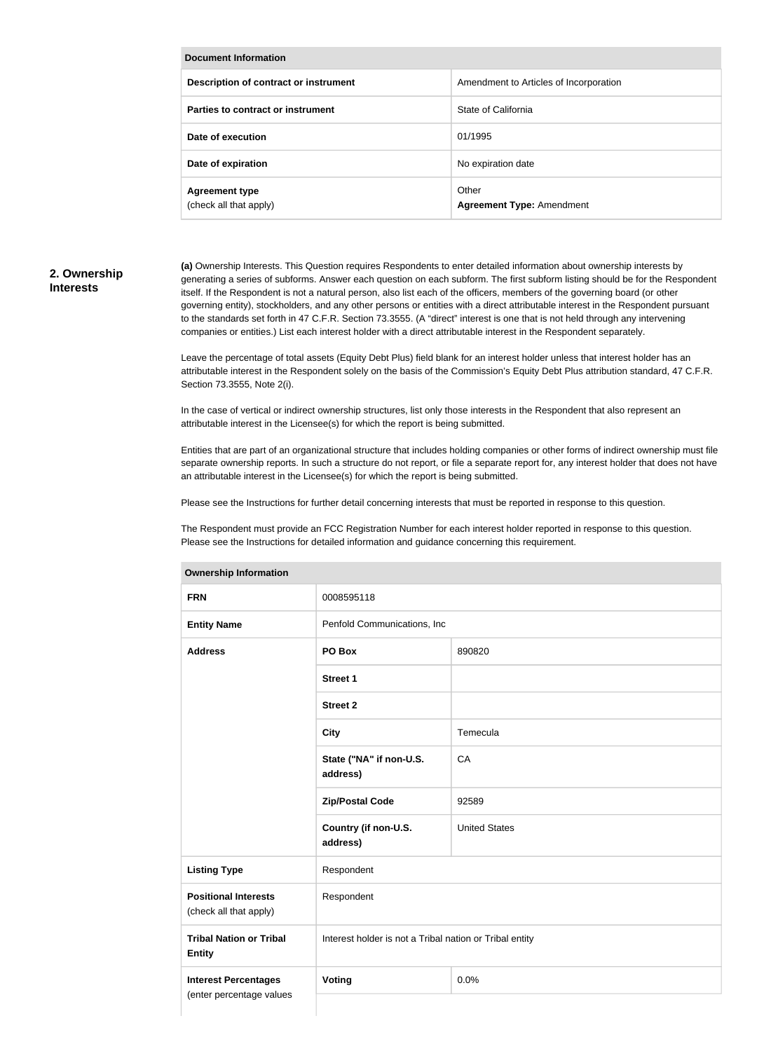| Document Information | |
|---|---|
| **Description of contract or instrument** | Amendment to Articles of Incorporation |
| **Parties to contract or instrument** | State of California |
| **Date of execution** | 01/1995 |
| **Date of expiration** | No expiration date |
| **Agreement type** (check all that apply) | Other **Agreement Type:** Amendment |

## 2. Ownership Interests

**(a)** Ownership Interests. This Question requires Respondents to enter detailed information about ownership interests by generating a series of subforms. Answer each question on each subform. The first subform listing should be for the Respondent itself. If the Respondent is not a natural person, also list each of the officers, members of the governing board (or other governing entity), stockholders, and any other persons or entities with a direct attributable interest in the Respondent pursuant to the standards set forth in 47 C.F.R. Section 73.3555. (A "direct" interest is one that is not held through any intervening companies or entities.) List each interest holder with a direct attributable interest in the Respondent separately.

Leave the percentage of total assets (Equity Debt Plus) field blank for an interest holder unless that interest holder has an attributable interest in the Respondent solely on the basis of the Commission's Equity Debt Plus attribution standard, 47 C.F.R. Section 73.3555, Note 2(i).

In the case of vertical or indirect ownership structures, list only those interests in the Respondent that also represent an attributable interest in the Licensee(s) for which the report is being submitted.

Entities that are part of an organizational structure that includes holding companies or other forms of indirect ownership must file separate ownership reports. In such a structure do not report, or file a separate report for, any interest holder that does not have an attributable interest in the Licensee(s) for which the report is being submitted.

Please see the Instructions for further detail concerning interests that must be reported in response to this question.

The Respondent must provide an FCC Registration Number for each interest holder reported in response to this question. Please see the Instructions for detailed information and guidance concerning this requirement.

| Ownership Information | | |
|---|---|---|
| **FRN** | 0008595118 | |
| **Entity Name** | Penfold Communications, Inc | |
| **Address** | **PO Box** | 890820 |
| | **Street 1** | |
| | **Street 2** | |
| | **City** | Temecula |
| | **State ("NA" if non-U.S. address)** | CA |
| | **Zip/Postal Code** | 92589 |
| | **Country (if non-U.S. address)** | United States |
| **Listing Type** | Respondent | |
| **Positional Interests** (check all that apply) | Respondent | |
| **Tribal Nation or Tribal Entity** | Interest holder is not a Tribal nation or Tribal entity | |
| **Interest Percentages** (enter percentage values | **Voting** | 0.0% |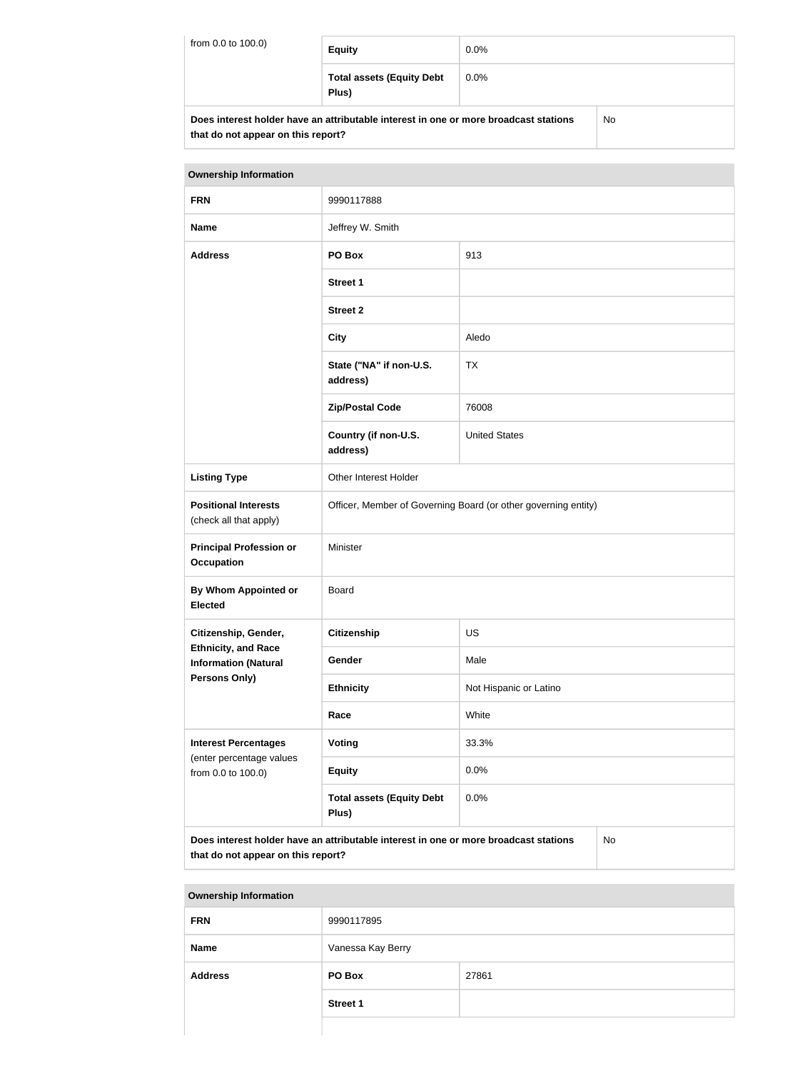| from 0.0 to 100.0) | **Equity** | 0.0% |
|---|---|---|
| | **Total assets (Equity Debt Plus)** | 0.0% |
| **Does interest holder have an attributable interest in one or more broadcast stations that do not appear on this report?** | | No |

| **Ownership Information** | | |
|---|---|---|
| **FRN** | 9990117888 | |
| **Name** | Jeffrey W. Smith | |
| **Address** | **PO Box** | 913 |
| | **Street 1** | |
| | **Street 2** | |
| | **City** | Aledo |
| | **State ("NA" if non-U.S. address)** | TX |
| | **Zip/Postal Code** | 76008 |
| | **Country (if non-U.S. address)** | United States |
| **Listing Type** | Other Interest Holder | |
| **Positional Interests** (check all that apply) | Officer, Member of Governing Board (or other governing entity) | |
| **Principal Profession or Occupation** | Minister | |
| **By Whom Appointed or Elected** | Board | |
| **Citizenship, Gender, Ethnicity, and Race Information (Natural Persons Only)** | **Citizenship** | US |
| | **Gender** | Male |
| | **Ethnicity** | Not Hispanic or Latino |
| | **Race** | White |
| **Interest Percentages** (enter percentage values from 0.0 to 100.0) | **Voting** | 33.3% |
| | **Equity** | 0.0% |
| | **Total assets (Equity Debt Plus)** | 0.0% |
| **Does interest holder have an attributable interest in one or more broadcast stations that do not appear on this report?** | | No |

| **Ownership Information** | | |
|---|---|---|
| **FRN** | 9990117895 | |
| **Name** | Vanessa Kay Berry | |
| **Address** | **PO Box** | 27861 |
| | **Street 1** | |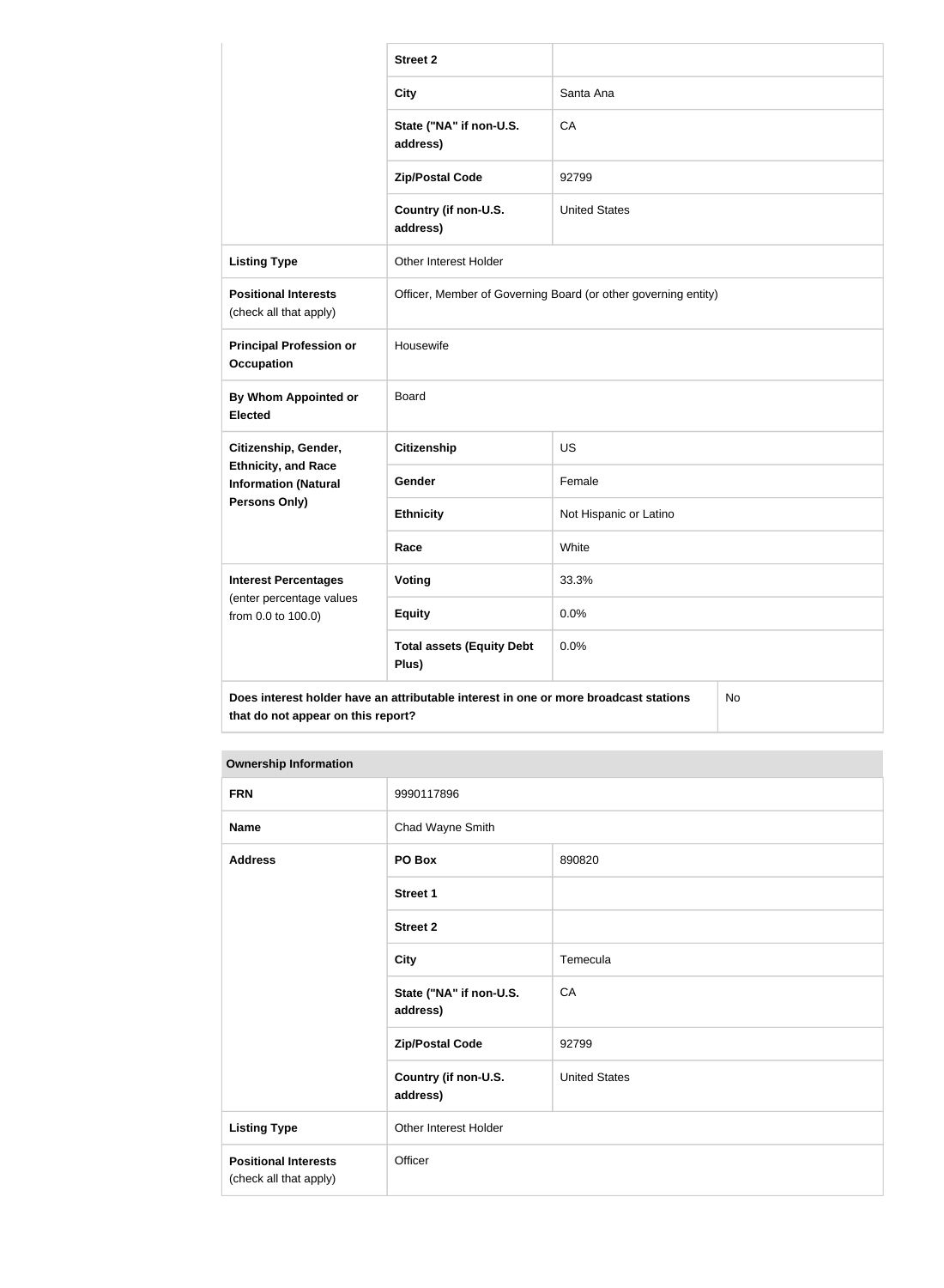| | | |
|---|---|---|
| | **Street 2** | |
| | **City** | Santa Ana |
| | **State ("NA" if non-U.S. address)** | CA |
| | **Zip/Postal Code** | 92799 |
| | **Country (if non-U.S. address)** | United States |
| **Listing Type** | Other Interest Holder | |
| **Positional Interests** (check all that apply) | Officer, Member of Governing Board (or other governing entity) | |
| **Principal Profession or Occupation** | Housewife | |
| **By Whom Appointed or Elected** | Board | |
| **Citizenship, Gender, Ethnicity, and Race Information (Natural Persons Only)** | **Citizenship** | US |
| | **Gender** | Female |
| | **Ethnicity** | Not Hispanic or Latino |
| | **Race** | White |
| **Interest Percentages** (enter percentage values from 0.0 to 100.0) | **Voting** | 33.3% |
| | **Equity** | 0.0% |
| | **Total assets (Equity Debt Plus)** | 0.0% |
| **Does interest holder have an attributable interest in one or more broadcast stations that do not appear on this report?** | | No |

| **Ownership Information** | | |
|---|---|---|
| **FRN** | 9990117896 | |
| **Name** | Chad Wayne Smith | |
| **Address** | **PO Box** | 890820 |
| | **Street 1** | |
| | **Street 2** | |
| | **City** | Temecula |
| | **State ("NA" if non-U.S. address)** | CA |
| | **Zip/Postal Code** | 92799 |
| | **Country (if non-U.S. address)** | United States |
| **Listing Type** | Other Interest Holder | |
| **Positional Interests** (check all that apply) | Officer | |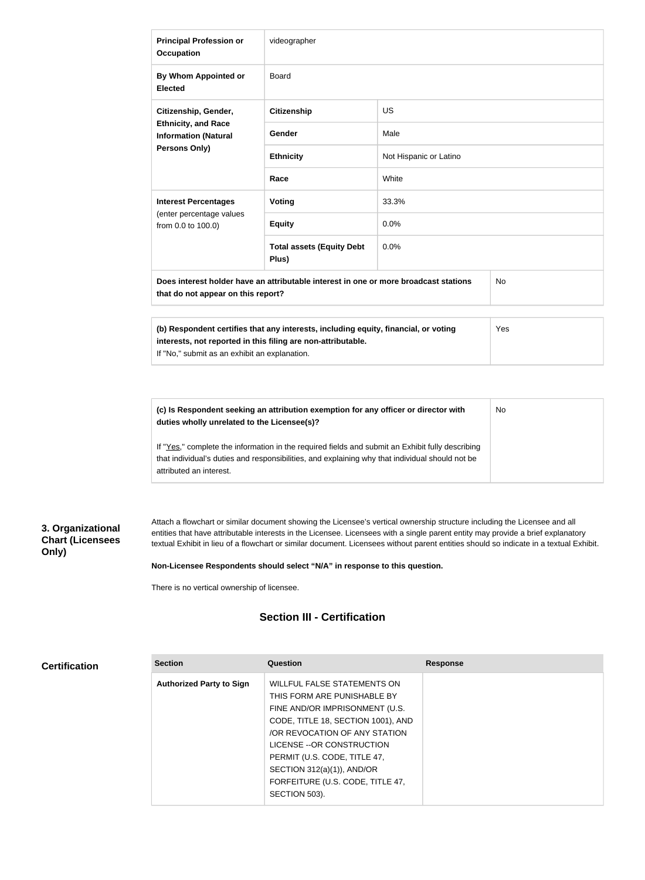| | | |
|---|---|---|
| **Principal Profession or Occupation** | videographer | |
| **By Whom Appointed or Elected** | Board | |
| **Citizenship, Gender, Ethnicity, and Race Information (Natural Persons Only)** | **Citizenship** | US |
| | **Gender** | Male |
| | **Ethnicity** | Not Hispanic or Latino |
| | **Race** | White |
| **Interest Percentages** (enter percentage values from 0.0 to 100.0) | **Voting** | 33.3% |
| | **Equity** | 0.0% |
| | **Total assets (Equity Debt Plus)** | 0.0% |
| **Does interest holder have an attributable interest in one or more broadcast stations that do not appear on this report?** | | No |

| | |
|---|---|
| **(b) Respondent certifies that any interests, including equity, financial, or voting interests, not reported in this filing are non-attributable.** If "No," submit as an exhibit an explanation. | Yes |

| | |
|---|---|
| **(c) Is Respondent seeking an attribution exemption for any officer or director with duties wholly unrelated to the Licensee(s)?** If "Yes," complete the information in the required fields and submit an Exhibit fully describing that individual's duties and responsibilities, and explaining why that individual should not be attributed an interest. | No |

### 3. Organizational Chart (Licensees Only)

Attach a flowchart or similar document showing the Licensee's vertical ownership structure including the Licensee and all entities that have attributable interests in the Licensee. Licensees with a single parent entity may provide a brief explanatory textual Exhibit in lieu of a flowchart or similar document. Licensees without parent entities should so indicate in a textual Exhibit.

**Non-Licensee Respondents should select "N/A" in response to this question.**

There is no vertical ownership of licensee.

## Section III - Certification

### Certification

| Section | Question | Response |
|---|---|---|
| **Authorized Party to Sign** | WILLFUL FALSE STATEMENTS ON THIS FORM ARE PUNISHABLE BY FINE AND/OR IMPRISONMENT (U.S. CODE, TITLE 18, SECTION 1001), AND /OR REVOCATION OF ANY STATION LICENSE --OR CONSTRUCTION PERMIT (U.S. CODE, TITLE 47, SECTION 312(a)(1)), AND/OR FORFEITURE (U.S. CODE, TITLE 47, SECTION 503). | |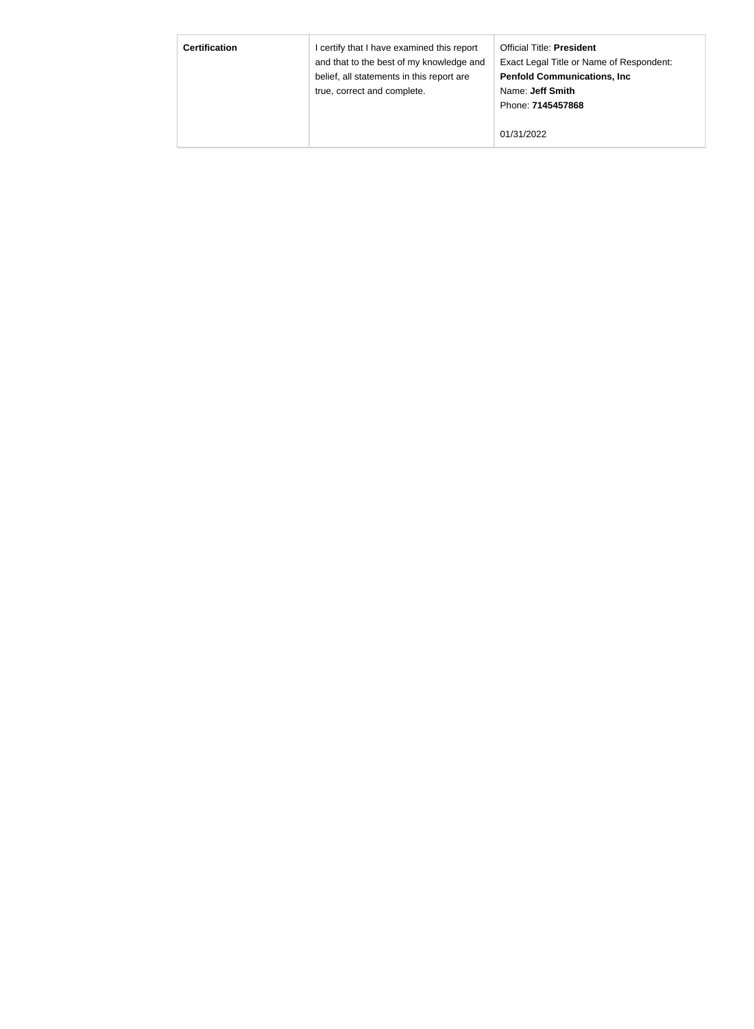| | | |
|---|---|---|
| **Certification** | I certify that I have examined this report and that to the best of my knowledge and belief, all statements in this report are true, correct and complete. | Official Title: **President**<br>Exact Legal Title or Name of Respondent: **Penfold Communications, Inc**<br>Name: **Jeff Smith**<br>Phone: **7145457868**<br><br>01/31/2022 |